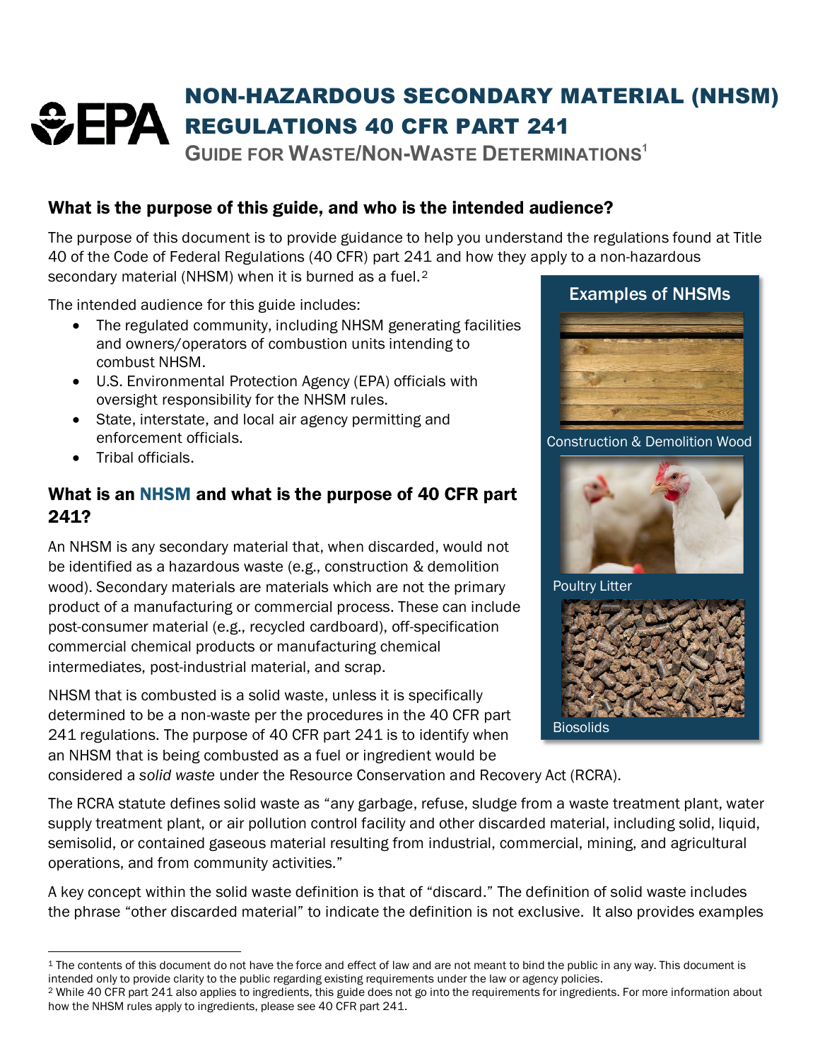# NON-HAZARDOUS SECONDARY MATERIAL (NHSM) REGULATIONS 40 CFR PART 241

**GUIDE FOR WASTE/NON-WASTE DETERMINATIONS**[1]

## What is the purpose of this guide, and who is the intended audience?

The purpose of this document is to provide guidance to help you understand the regulations found at Title 40 of the Code of Federal Regulations (40 CFR) part 241 and how they apply to a non-hazardous secondary material (NHSM) when it is burned as a fuel.[2]

The intended audience for this guide includes:

- The regulated community, including NHSM generating facilities and owners/operators of combustion units intending to combust NHSM.
- U.S. Environmental Protection Agency (EPA) officials with oversight responsibility for the NHSM rules.
- State, interstate, and local air agency permitting and enforcement officials.
- Tribal officials.

**Examples of NHSMs**

Construction & Demolition Wood

Poultry Litter

Biosolids

## What is an NHSM and what is the purpose of 40 CFR part 241?

An NHSM is any secondary material that, when discarded, would not be identified as a hazardous waste (e.g., construction & demolition wood). Secondary materials are materials which are not the primary product of a manufacturing or commercial process. These can include post-consumer material (e.g., recycled cardboard), off-specification commercial chemical products or manufacturing chemical intermediates, post-industrial material, and scrap.

NHSM that is combusted is a solid waste, unless it is specifically determined to be a non-waste per the procedures in the 40 CFR part 241 regulations. The purpose of 40 CFR part 241 is to identify when an NHSM that is being combusted as a fuel or ingredient would be considered a *solid waste* under the Resource Conservation and Recovery Act (RCRA).

The RCRA statute defines solid waste as "any garbage, refuse, sludge from a waste treatment plant, water supply treatment plant, or air pollution control facility and other discarded material, including solid, liquid, semisolid, or contained gaseous material resulting from industrial, commercial, mining, and agricultural operations, and from community activities."

A key concept within the solid waste definition is that of "discard." The definition of solid waste includes the phrase "other discarded material" to indicate the definition is not exclusive. It also provides examples

---

[1] The contents of this document do not have the force and effect of law and are not meant to bind the public in any way. This document is intended only to provide clarity to the public regarding existing requirements under the law or agency policies.

[2] While 40 CFR part 241 also applies to ingredients, this guide does not go into the requirements for ingredients. For more information about how the NHSM rules apply to ingredients, please see 40 CFR part 241.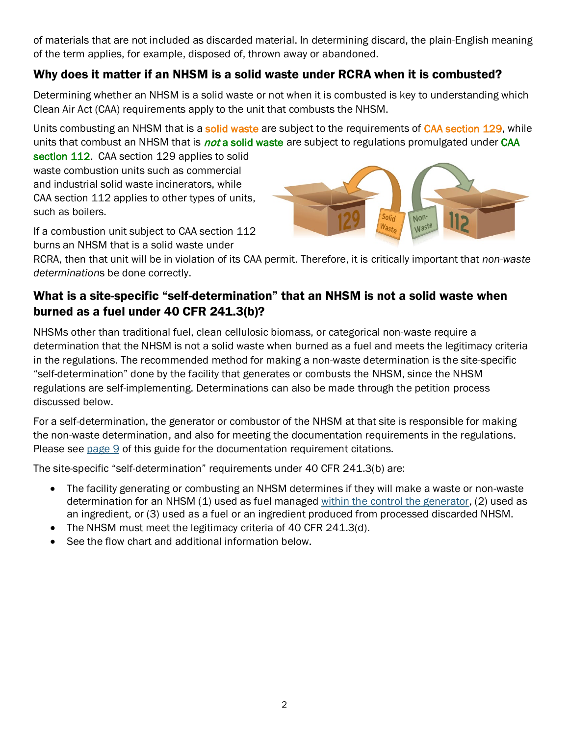of materials that are not included as discarded material. In determining discard, the plain-English meaning of the term applies, for example, disposed of, thrown away or abandoned.

## Why does it matter if an NHSM is a solid waste under RCRA when it is combusted?

Determining whether an NHSM is a solid waste or not when it is combusted is key to understanding which Clean Air Act (CAA) requirements apply to the unit that combusts the NHSM.

Units combusting an NHSM that is a solid waste are subject to the requirements of CAA section 129, while units that combust an NHSM that is *not* a solid waste are subject to regulations promulgated under CAA section 112. CAA section 129 applies to solid waste combustion units such as commercial and industrial solid waste incinerators, while CAA section 112 applies to other types of units, such as boilers.

If a combustion unit subject to CAA section 112 burns an NHSM that is a solid waste under RCRA, then that unit will be in violation of its CAA permit. Therefore, it is critically important that *non-waste determinations* be done correctly.

## What is a site-specific "self-determination" that an NHSM is not a solid waste when burned as a fuel under 40 CFR 241.3(b)?

NHSMs other than traditional fuel, clean cellulosic biomass, or categorical non-waste require a determination that the NHSM is not a solid waste when burned as a fuel and meets the legitimacy criteria in the regulations. The recommended method for making a non-waste determination is the site-specific "self-determination" done by the facility that generates or combusts the NHSM, since the NHSM regulations are self-implementing. Determinations can also be made through the petition process discussed below.

For a self-determination, the generator or combustor of the NHSM at that site is responsible for making the non-waste determination, and also for meeting the documentation requirements in the regulations. Please see page 9 of this guide for the documentation requirement citations.

The site-specific "self-determination" requirements under 40 CFR 241.3(b) are:

- The facility generating or combusting an NHSM determines if they will make a waste or non-waste determination for an NHSM (1) used as fuel managed within the control the generator, (2) used as an ingredient, or (3) used as a fuel or an ingredient produced from processed discarded NHSM.
- The NHSM must meet the legitimacy criteria of 40 CFR 241.3(d).
- See the flow chart and additional information below.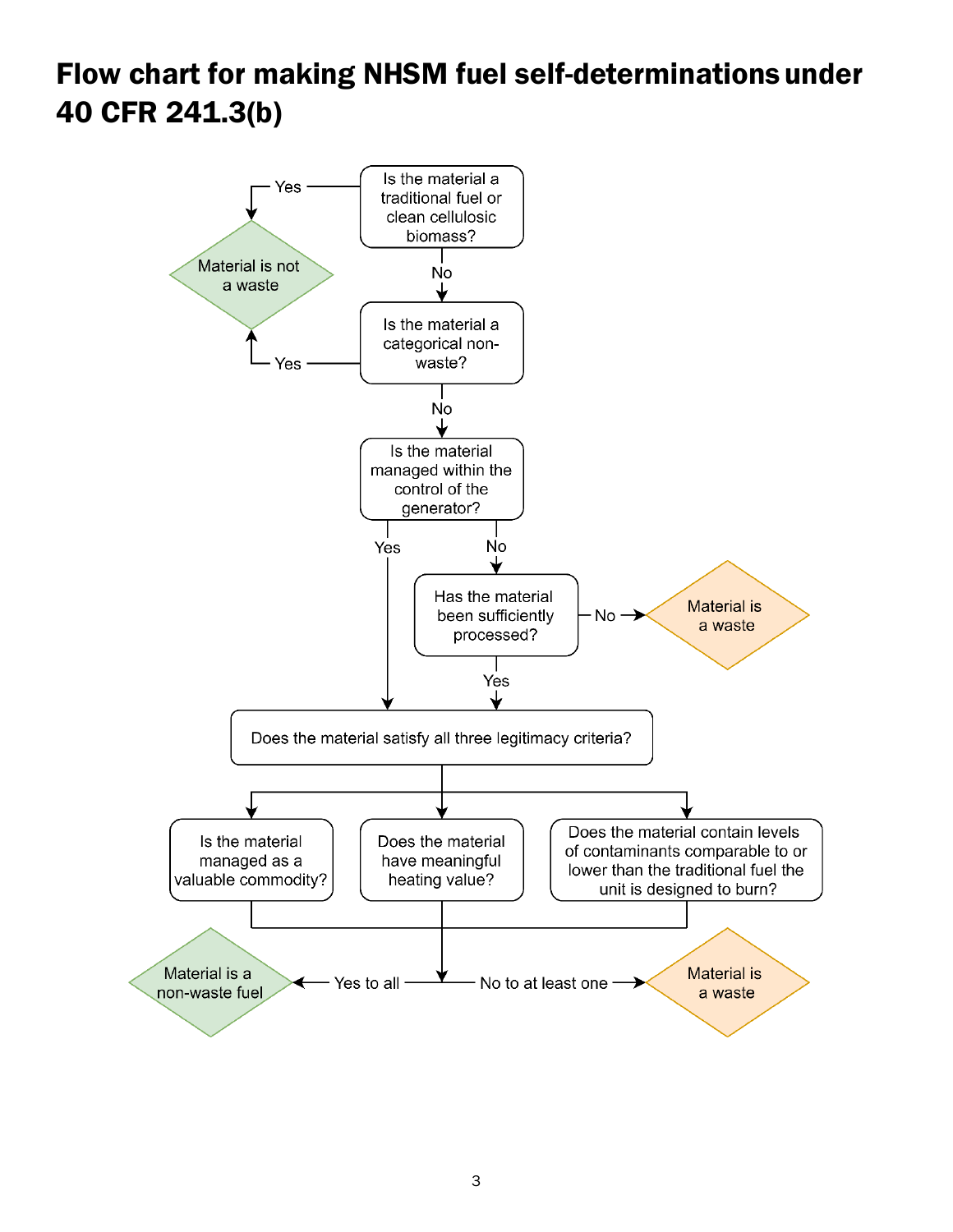# Flow chart for making NHSM fuel self-determinations under 40 CFR 241.3(b)

Is the material a traditional fuel or clean cellulosic biomass?

- Yes → Material is not a waste
- No → Is the material a categorical non-waste?
  - Yes → Material is not a waste
  - No → Is the material managed within the control of the generator?
    - Yes → Does the material satisfy all three legitimacy criteria?
    - No → Has the material been sufficiently processed?
      - No → Material is a waste
      - Yes → Does the material satisfy all three legitimacy criteria?

Does the material satisfy all three legitimacy criteria?

- Is the material managed as a valuable commodity?
- Does the material have meaningful heating value?
- Does the material contain levels of contaminants comparable to or lower than the traditional fuel the unit is designed to burn?

Yes to all → Material is a non-waste fuel

No to at least one → Material is a waste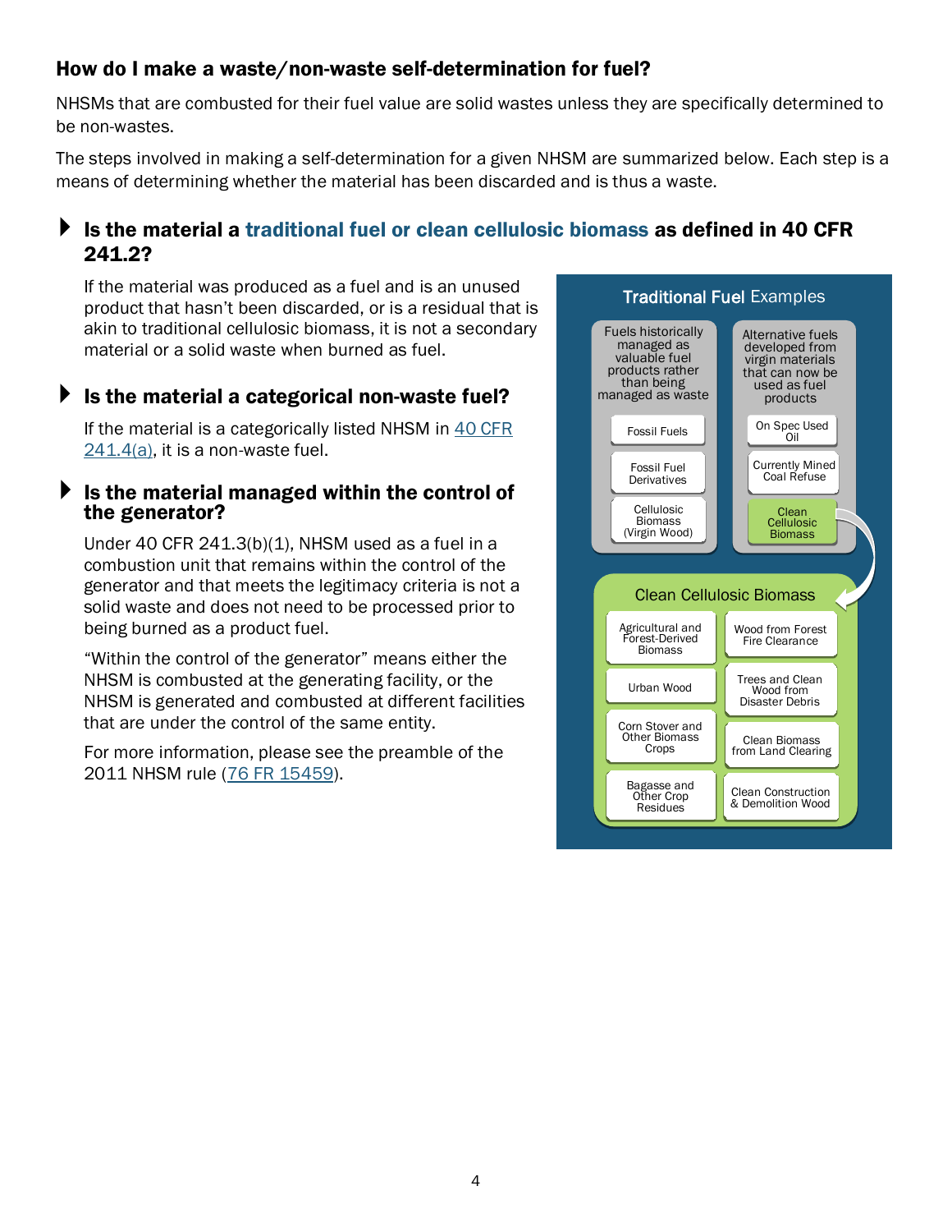## How do I make a waste/non-waste self-determination for fuel?

NHSMs that are combusted for their fuel value are solid wastes unless they are specifically determined to be non-wastes.

The steps involved in making a self-determination for a given NHSM are summarized below. Each step is a means of determining whether the material has been discarded and is thus a waste.

### Is the material a traditional fuel or clean cellulosic biomass as defined in 40 CFR 241.2?

If the material was produced as a fuel and is an unused product that hasn't been discarded, or is a residual that is akin to traditional cellulosic biomass, it is not a secondary material or a solid waste when burned as fuel.

### Is the material a categorical non-waste fuel?

If the material is a categorically listed NHSM in 40 CFR 241.4(a), it is a non-waste fuel.

### Is the material managed within the control of the generator?

Under 40 CFR 241.3(b)(1), NHSM used as a fuel in a combustion unit that remains within the control of the generator and that meets the legitimacy criteria is not a solid waste and does not need to be processed prior to being burned as a product fuel.

"Within the control of the generator" means either the NHSM is combusted at the generating facility, or the NHSM is generated and combusted at different facilities that are under the control of the same entity.

For more information, please see the preamble of the 2011 NHSM rule (76 FR 15459).

**Traditional Fuel Examples**

| Fuels historically managed as valuable fuel products rather than being managed as waste | Alternative fuels developed from virgin materials that can now be used as fuel products |
|---|---|
| Fossil Fuels | On Spec Used Oil |
| Fossil Fuel Derivatives | Currently Mined Coal Refuse |
| Cellulosic Biomass (Virgin Wood) | Clean Cellulosic Biomass |

**Clean Cellulosic Biomass**

| | |
|---|---|
| Agricultural and Forest-Derived Biomass | Wood from Forest Fire Clearance |
| Urban Wood | Trees and Clean Wood from Disaster Debris |
| Corn Stover and Other Biomass Crops | Clean Biomass from Land Clearing |
| Bagasse and Other Crop Residues | Clean Construction & Demolition Wood |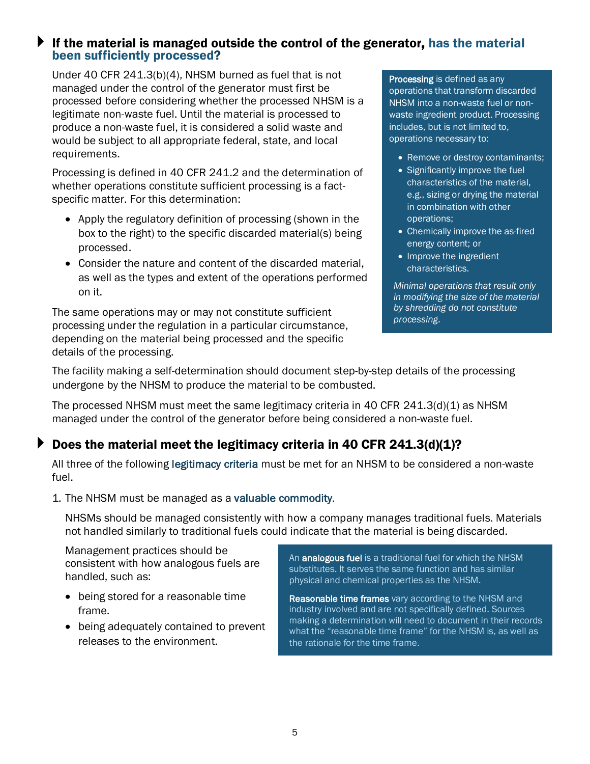## If the material is managed outside the control of the generator, has the material been sufficiently processed?

Under 40 CFR 241.3(b)(4), NHSM burned as fuel that is not managed under the control of the generator must first be processed before considering whether the processed NHSM is a legitimate non-waste fuel. Until the material is processed to produce a non-waste fuel, it is considered a solid waste and would be subject to all appropriate federal, state, and local requirements.

Processing is defined in 40 CFR 241.2 and the determination of whether operations constitute sufficient processing is a fact-specific matter. For this determination:

- Apply the regulatory definition of processing (shown in the box to the right) to the specific discarded material(s) being processed.
- Consider the nature and content of the discarded material, as well as the types and extent of the operations performed on it.

The same operations may or may not constitute sufficient processing under the regulation in a particular circumstance, depending on the material being processed and the specific details of the processing.

> **Processing** is defined as any operations that transform discarded NHSM into a non-waste fuel or non-waste ingredient product. Processing includes, but is not limited to, operations necessary to:
>
> - Remove or destroy contaminants;
> - Significantly improve the fuel characteristics of the material, e.g., sizing or drying the material in combination with other operations;
> - Chemically improve the as-fired energy content; or
> - Improve the ingredient characteristics.
>
> *Minimal operations that result only in modifying the size of the material by shredding do not constitute processing.*

The facility making a self-determination should document step-by-step details of the processing undergone by the NHSM to produce the material to be combusted.

The processed NHSM must meet the same legitimacy criteria in 40 CFR 241.3(d)(1) as NHSM managed under the control of the generator before being considered a non-waste fuel.

## Does the material meet the legitimacy criteria in 40 CFR 241.3(d)(1)?

All three of the following legitimacy criteria must be met for an NHSM to be considered a non-waste fuel.

1. The NHSM must be managed as a valuable commodity.

   NHSMs should be managed consistently with how a company manages traditional fuels. Materials not handled similarly to traditional fuels could indicate that the material is being discarded.

   Management practices should be consistent with how analogous fuels are handled, such as:

   - being stored for a reasonable time frame.
   - being adequately contained to prevent releases to the environment.

> An **analogous fuel** is a traditional fuel for which the NHSM substitutes. It serves the same function and has similar physical and chemical properties as the NHSM.
>
> **Reasonable time frames** vary according to the NHSM and industry involved and are not specifically defined. Sources making a determination will need to document in their records what the "reasonable time frame" for the NHSM is, as well as the rationale for the time frame.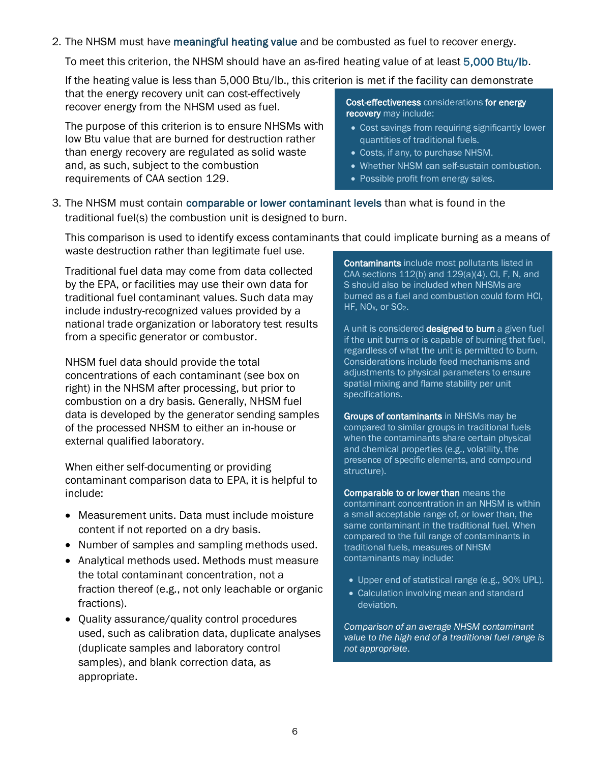2. The NHSM must have meaningful heating value and be combusted as fuel to recover energy.

   To meet this criterion, the NHSM should have an as-fired heating value of at least 5,000 Btu/lb.

   If the heating value is less than 5,000 Btu/lb., this criterion is met if the facility can demonstrate that the energy recovery unit can cost-effectively recover energy from the NHSM used as fuel.

   The purpose of this criterion is to ensure NHSMs with low Btu value that are burned for destruction rather than energy recovery are regulated as solid waste and, as such, subject to the combustion requirements of CAA section 129.

   **Cost-effectiveness** considerations **for energy recovery** may include:

   - Cost savings from requiring significantly lower quantities of traditional fuels.
   - Costs, if any, to purchase NHSM.
   - Whether NHSM can self-sustain combustion.
   - Possible profit from energy sales.

3. The NHSM must contain comparable or lower contaminant levels than what is found in the traditional fuel(s) the combustion unit is designed to burn.

   This comparison is used to identify excess contaminants that could implicate burning as a means of waste destruction rather than legitimate fuel use.

   Traditional fuel data may come from data collected by the EPA, or facilities may use their own data for traditional fuel contaminant values. Such data may include industry-recognized values provided by a national trade organization or laboratory test results from a specific generator or combustor.

   NHSM fuel data should provide the total concentrations of each contaminant (see box on right) in the NHSM after processing, but prior to combustion on a dry basis. Generally, NHSM fuel data is developed by the generator sending samples of the processed NHSM to either an in-house or external qualified laboratory.

   When either self-documenting or providing contaminant comparison data to EPA, it is helpful to include:

   - Measurement units. Data must include moisture content if not reported on a dry basis.
   - Number of samples and sampling methods used.
   - Analytical methods used. Methods must measure the total contaminant concentration, not a fraction thereof (e.g., not only leachable or organic fractions).
   - Quality assurance/quality control procedures used, such as calibration data, duplicate analyses (duplicate samples and laboratory control samples), and blank correction data, as appropriate.

   **Contaminants** include most pollutants listed in CAA sections 112(b) and 129(a)(4). Cl, F, N, and S should also be included when NHSMs are burned as a fuel and combustion could form HCl, HF, $NO_X$, or $SO_2$.

   A unit is considered **designed to burn** a given fuel if the unit burns or is capable of burning that fuel, regardless of what the unit is permitted to burn. Considerations include feed mechanisms and adjustments to physical parameters to ensure spatial mixing and flame stability per unit specifications.

   **Groups of contaminants** in NHSMs may be compared to similar groups in traditional fuels when the contaminants share certain physical and chemical properties (e.g., volatility, the presence of specific elements, and compound structure).

   **Comparable to or lower than** means the contaminant concentration in an NHSM is within a small acceptable range of, or lower than, the same contaminant in the traditional fuel. When compared to the full range of contaminants in traditional fuels, measures of NHSM contaminants may include:

   - Upper end of statistical range (e.g., 90% UPL).
   - Calculation involving mean and standard deviation.

   *Comparison of an average NHSM contaminant value to the high end of a traditional fuel range is not appropriate.*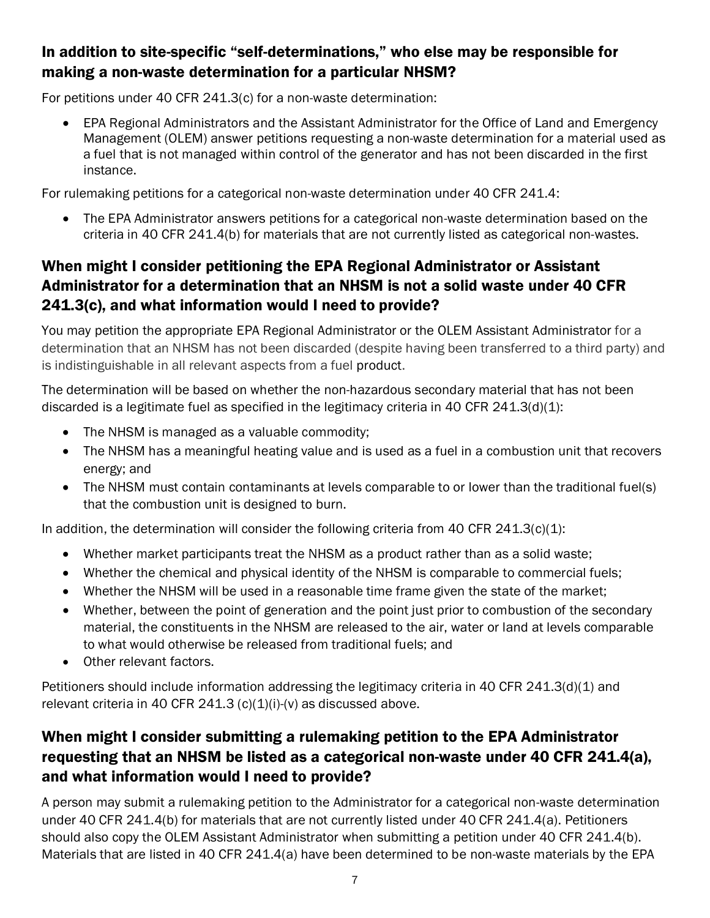## In addition to site-specific "self-determinations," who else may be responsible for making a non-waste determination for a particular NHSM?

For petitions under 40 CFR 241.3(c) for a non-waste determination:

- EPA Regional Administrators and the Assistant Administrator for the Office of Land and Emergency Management (OLEM) answer petitions requesting a non-waste determination for a material used as a fuel that is not managed within control of the generator and has not been discarded in the first instance.

For rulemaking petitions for a categorical non-waste determination under 40 CFR 241.4:

- The EPA Administrator answers petitions for a categorical non-waste determination based on the criteria in 40 CFR 241.4(b) for materials that are not currently listed as categorical non-wastes.

## When might I consider petitioning the EPA Regional Administrator or Assistant Administrator for a determination that an NHSM is not a solid waste under 40 CFR 241.3(c), and what information would I need to provide?

You may petition the appropriate EPA Regional Administrator or the OLEM Assistant Administrator for a determination that an NHSM has not been discarded (despite having been transferred to a third party) and is indistinguishable in all relevant aspects from a fuel product.

The determination will be based on whether the non-hazardous secondary material that has not been discarded is a legitimate fuel as specified in the legitimacy criteria in 40 CFR 241.3(d)(1):

- The NHSM is managed as a valuable commodity;
- The NHSM has a meaningful heating value and is used as a fuel in a combustion unit that recovers energy; and
- The NHSM must contain contaminants at levels comparable to or lower than the traditional fuel(s) that the combustion unit is designed to burn.

In addition, the determination will consider the following criteria from 40 CFR 241.3(c)(1):

- Whether market participants treat the NHSM as a product rather than as a solid waste;
- Whether the chemical and physical identity of the NHSM is comparable to commercial fuels;
- Whether the NHSM will be used in a reasonable time frame given the state of the market;
- Whether, between the point of generation and the point just prior to combustion of the secondary material, the constituents in the NHSM are released to the air, water or land at levels comparable to what would otherwise be released from traditional fuels; and
- Other relevant factors.

Petitioners should include information addressing the legitimacy criteria in 40 CFR 241.3(d)(1) and relevant criteria in 40 CFR 241.3 (c)(1)(i)-(v) as discussed above.

## When might I consider submitting a rulemaking petition to the EPA Administrator requesting that an NHSM be listed as a categorical non-waste under 40 CFR 241.4(a), and what information would I need to provide?

A person may submit a rulemaking petition to the Administrator for a categorical non-waste determination under 40 CFR 241.4(b) for materials that are not currently listed under 40 CFR 241.4(a). Petitioners should also copy the OLEM Assistant Administrator when submitting a petition under 40 CFR 241.4(b). Materials that are listed in 40 CFR 241.4(a) have been determined to be non-waste materials by the EPA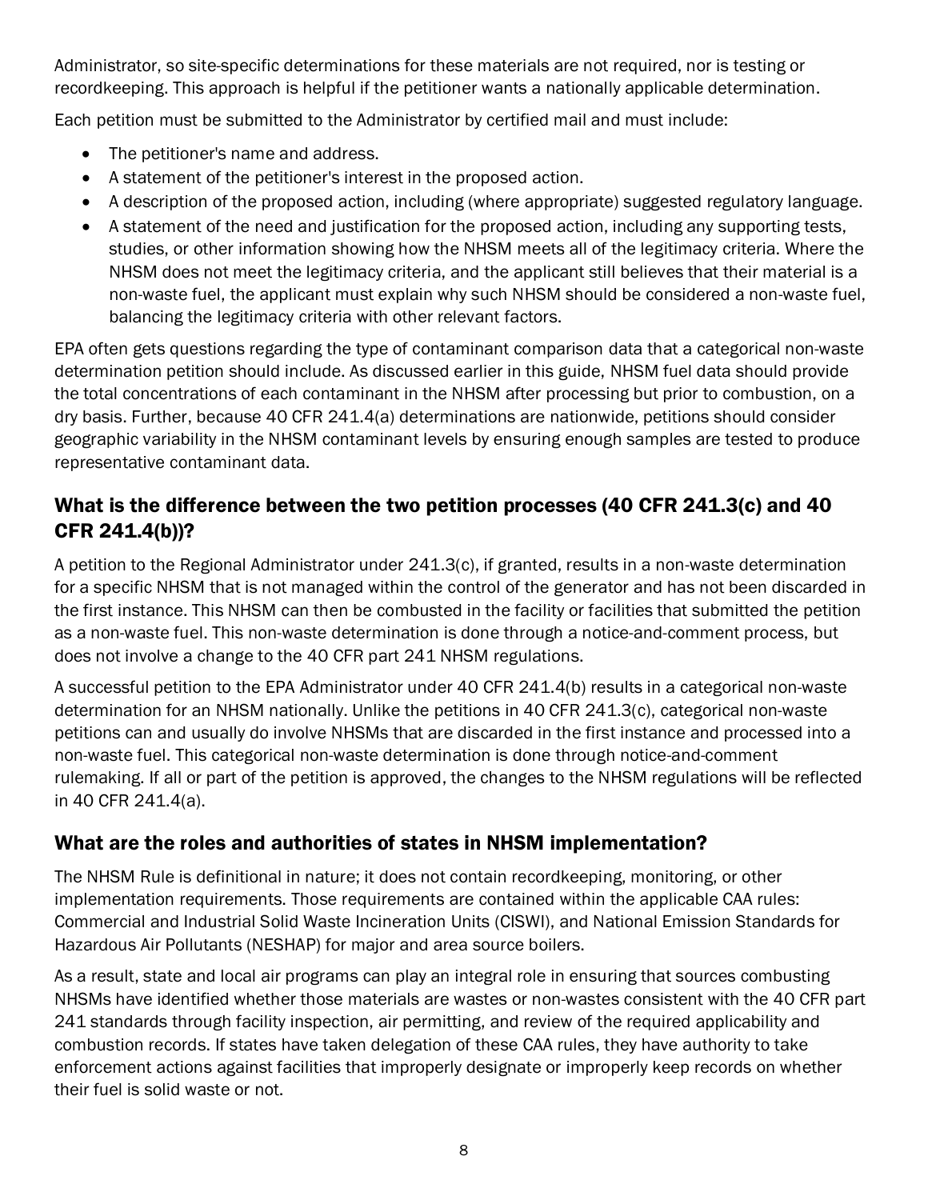Administrator, so site-specific determinations for these materials are not required, nor is testing or recordkeeping. This approach is helpful if the petitioner wants a nationally applicable determination.

Each petition must be submitted to the Administrator by certified mail and must include:

- The petitioner's name and address.
- A statement of the petitioner's interest in the proposed action.
- A description of the proposed action, including (where appropriate) suggested regulatory language.
- A statement of the need and justification for the proposed action, including any supporting tests, studies, or other information showing how the NHSM meets all of the legitimacy criteria. Where the NHSM does not meet the legitimacy criteria, and the applicant still believes that their material is a non-waste fuel, the applicant must explain why such NHSM should be considered a non-waste fuel, balancing the legitimacy criteria with other relevant factors.

EPA often gets questions regarding the type of contaminant comparison data that a categorical non-waste determination petition should include. As discussed earlier in this guide, NHSM fuel data should provide the total concentrations of each contaminant in the NHSM after processing but prior to combustion, on a dry basis. Further, because 40 CFR 241.4(a) determinations are nationwide, petitions should consider geographic variability in the NHSM contaminant levels by ensuring enough samples are tested to produce representative contaminant data.

## What is the difference between the two petition processes (40 CFR 241.3(c) and 40 CFR 241.4(b))?

A petition to the Regional Administrator under 241.3(c), if granted, results in a non-waste determination for a specific NHSM that is not managed within the control of the generator and has not been discarded in the first instance. This NHSM can then be combusted in the facility or facilities that submitted the petition as a non-waste fuel. This non-waste determination is done through a notice-and-comment process, but does not involve a change to the 40 CFR part 241 NHSM regulations.

A successful petition to the EPA Administrator under 40 CFR 241.4(b) results in a categorical non-waste determination for an NHSM nationally. Unlike the petitions in 40 CFR 241.3(c), categorical non-waste petitions can and usually do involve NHSMs that are discarded in the first instance and processed into a non-waste fuel. This categorical non-waste determination is done through notice-and-comment rulemaking. If all or part of the petition is approved, the changes to the NHSM regulations will be reflected in 40 CFR 241.4(a).

## What are the roles and authorities of states in NHSM implementation?

The NHSM Rule is definitional in nature; it does not contain recordkeeping, monitoring, or other implementation requirements. Those requirements are contained within the applicable CAA rules: Commercial and Industrial Solid Waste Incineration Units (CISWI), and National Emission Standards for Hazardous Air Pollutants (NESHAP) for major and area source boilers.

As a result, state and local air programs can play an integral role in ensuring that sources combusting NHSMs have identified whether those materials are wastes or non-wastes consistent with the 40 CFR part 241 standards through facility inspection, air permitting, and review of the required applicability and combustion records. If states have taken delegation of these CAA rules, they have authority to take enforcement actions against facilities that improperly designate or improperly keep records on whether their fuel is solid waste or not.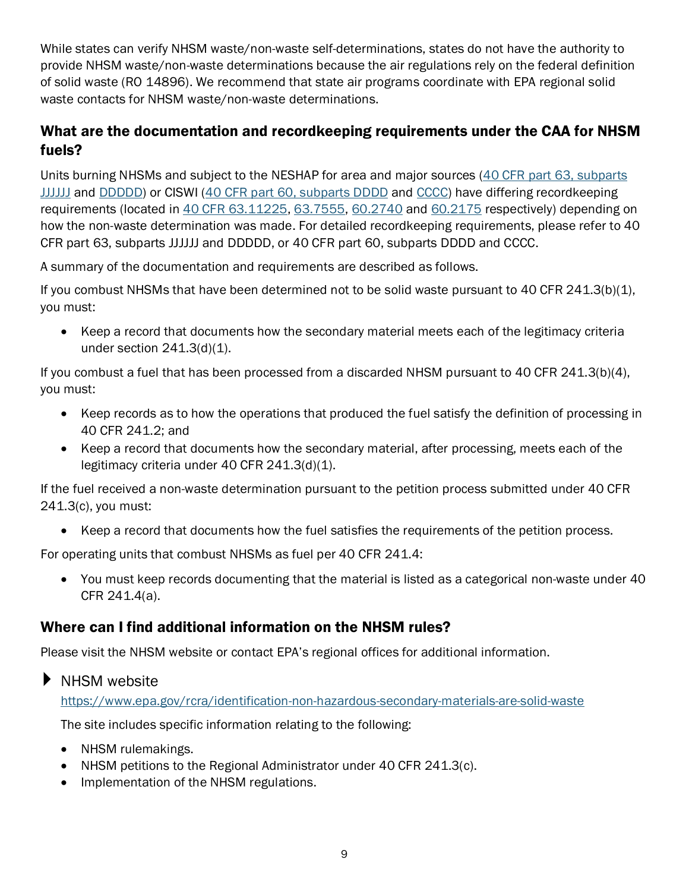While states can verify NHSM waste/non-waste self-determinations, states do not have the authority to provide NHSM waste/non-waste determinations because the air regulations rely on the federal definition of solid waste (RO 14896). We recommend that state air programs coordinate with EPA regional solid waste contacts for NHSM waste/non-waste determinations.

## What are the documentation and recordkeeping requirements under the CAA for NHSM fuels?

Units burning NHSMs and subject to the NESHAP for area and major sources (40 CFR part 63, subparts JJJJJJ and DDDDD) or CISWI (40 CFR part 60, subparts DDDD and CCCC) have differing recordkeeping requirements (located in 40 CFR 63.11225, 63.7555, 60.2740 and 60.2175 respectively) depending on how the non-waste determination was made. For detailed recordkeeping requirements, please refer to 40 CFR part 63, subparts JJJJJJ and DDDDD, or 40 CFR part 60, subparts DDDD and CCCC.

A summary of the documentation and requirements are described as follows.

If you combust NHSMs that have been determined not to be solid waste pursuant to 40 CFR 241.3(b)(1), you must:

- Keep a record that documents how the secondary material meets each of the legitimacy criteria under section 241.3(d)(1).

If you combust a fuel that has been processed from a discarded NHSM pursuant to 40 CFR 241.3(b)(4), you must:

- Keep records as to how the operations that produced the fuel satisfy the definition of processing in 40 CFR 241.2; and
- Keep a record that documents how the secondary material, after processing, meets each of the legitimacy criteria under 40 CFR 241.3(d)(1).

If the fuel received a non-waste determination pursuant to the petition process submitted under 40 CFR 241.3(c), you must:

- Keep a record that documents how the fuel satisfies the requirements of the petition process.

For operating units that combust NHSMs as fuel per 40 CFR 241.4:

- You must keep records documenting that the material is listed as a categorical non-waste under 40 CFR 241.4(a).

## Where can I find additional information on the NHSM rules?

Please visit the NHSM website or contact EPA's regional offices for additional information.

### NHSM website

https://www.epa.gov/rcra/identification-non-hazardous-secondary-materials-are-solid-waste

The site includes specific information relating to the following:

- NHSM rulemakings.
- NHSM petitions to the Regional Administrator under 40 CFR 241.3(c).
- Implementation of the NHSM regulations.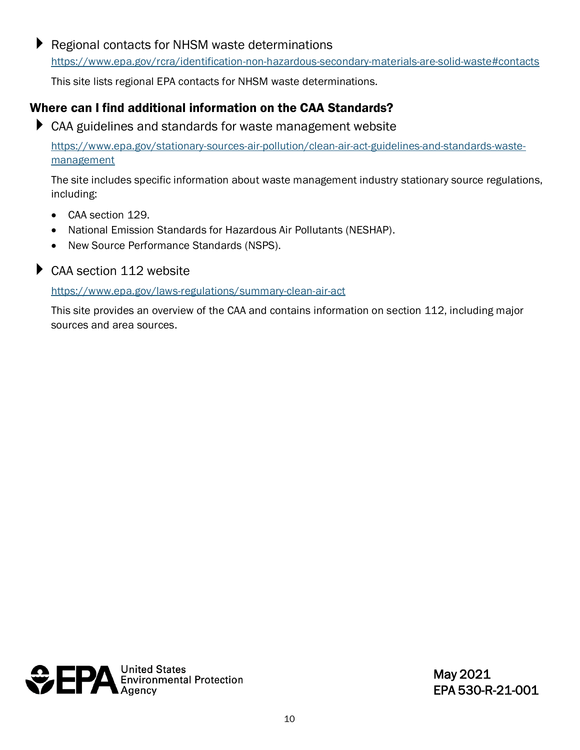- Regional contacts for NHSM waste determinations

  https://www.epa.gov/rcra/identification-non-hazardous-secondary-materials-are-solid-waste#contacts

  This site lists regional EPA contacts for NHSM waste determinations.

## Where can I find additional information on the CAA Standards?

- CAA guidelines and standards for waste management website

  https://www.epa.gov/stationary-sources-air-pollution/clean-air-act-guidelines-and-standards-waste-management

  The site includes specific information about waste management industry stationary source regulations, including:

  - CAA section 129.
  - National Emission Standards for Hazardous Air Pollutants (NESHAP).
  - New Source Performance Standards (NSPS).

- CAA section 112 website

  https://www.epa.gov/laws-regulations/summary-clean-air-act

  This site provides an overview of the CAA and contains information on section 112, including major sources and area sources.

EPA United States Environmental Protection Agency

May 2021
EPA 530-R-21-001